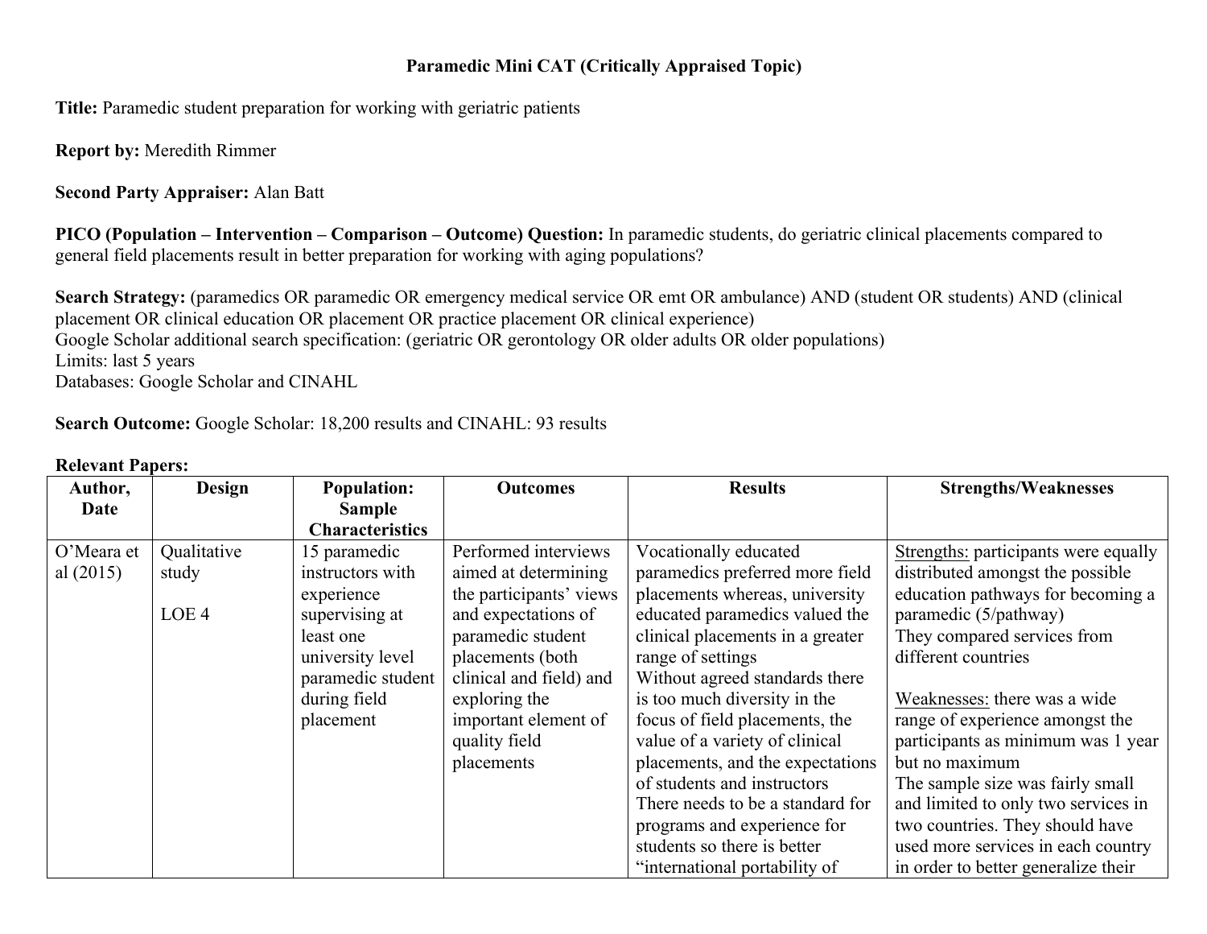# Paramedic Mini CAT (Critically Appraised Topic)

**Title:** Paramedic student preparation for working with geriatric patients

**Report by:** Meredith Rimmer

**Second Party Appraiser:** Alan Batt

**PICO (Population – Intervention – Comparison – Outcome) Question:** In paramedic students, do geriatric clinical placements compared to general field placements result in better preparation for working with aging populations?

**Search Strategy:** (paramedics OR paramedic OR emergency medical service OR emt OR ambulance) AND (student OR students) AND (clinical placement OR clinical education OR placement OR practice placement OR clinical experience)
Google Scholar additional search specification: (geriatric OR gerontology OR older adults OR older populations)
Limits: last 5 years
Databases: Google Scholar and CINAHL

**Search Outcome:** Google Scholar: 18,200 results and CINAHL: 93 results

**Relevant Papers:**

| Author, Date | Design | Population: Sample Characteristics | Outcomes | Results | Strengths/Weaknesses |
|---|---|---|---|---|---|
| O'Meara et al (2015) | Qualitative study<br><br>LOE 4 | 15 paramedic instructors with experience supervising at least one university level paramedic student during field placement | Performed interviews aimed at determining the participants' views and expectations of paramedic student placements (both clinical and field) and exploring the important element of quality field placements | Vocationally educated paramedics preferred more field placements whereas, university educated paramedics valued the clinical placements in a greater range of settings<br>Without agreed standards there is too much diversity in the focus of field placements, the value of a variety of clinical placements, and the expectations of students and instructors<br>There needs to be a standard for programs and experience for students so there is better "international portability of | Strengths: participants were equally distributed amongst the possible education pathways for becoming a paramedic (5/pathway)<br>They compared services from different countries<br><br>Weaknesses: there was a wide range of experience amongst the participants as minimum was 1 year but no maximum<br>The sample size was fairly small and limited to only two services in two countries. They should have used more services in each country in order to better generalize their |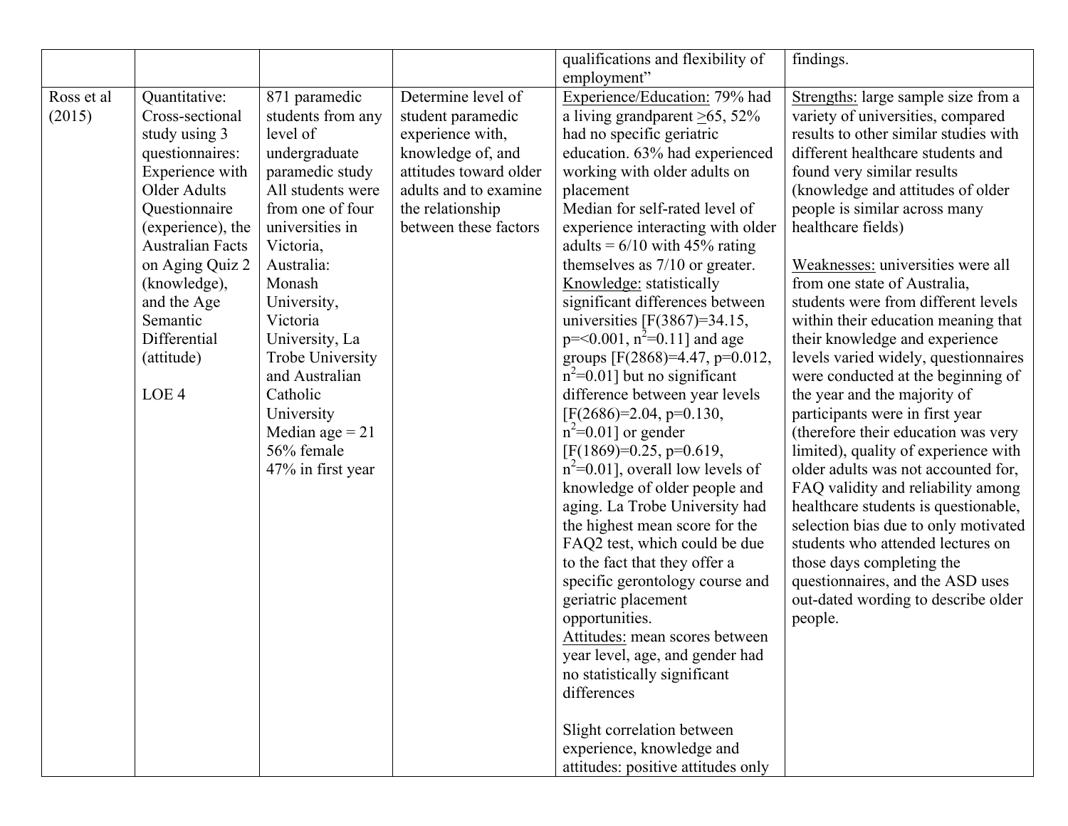| | | | | | |
|---|---|---|---|---|---|
| | | | | qualifications and flexibility of employment" | findings. |
| Ross et al (2015) | Quantitative: Cross-sectional study using 3 questionnaires: Experience with Older Adults Questionnaire (experience), the Australian Facts on Aging Quiz 2 (knowledge), and the Age Semantic Differential (attitude)<br><br>LOE 4 | 871 paramedic students from any level of undergraduate paramedic study All students were from one of four universities in Victoria, Australia: Monash University, Victoria University, La Trobe University and Australian Catholic University Median age = 21 56% female 47% in first year | Determine level of student paramedic experience with, knowledge of, and attitudes toward older adults and to examine the relationship between these factors | Experience/Education: 79% had a living grandparent $\geq$65, 52% had no specific geriatric education. 63% had experienced working with older adults on placement Median for self-rated level of experience interacting with older adults = 6/10 with 45% rating themselves as 7/10 or greater. Knowledge: statistically significant differences between universities [$F(3867)=34.15$, $p=<0.001$, $n^2=0.11$] and age groups [$F(2868)=4.47$, $p=0.012$, $n^2=0.01$] but no significant difference between year levels [$F(2686)=2.04$, $p=0.130$, $n^2=0.01$] or gender [$F(1869)=0.25$, $p=0.619$, $n^2=0.01$], overall low levels of knowledge of older people and aging. La Trobe University had the highest mean score for the FAQ2 test, which could be due to the fact that they offer a specific gerontology course and geriatric placement opportunities. Attitudes: mean scores between year level, age, and gender had no statistically significant differences<br><br>Slight correlation between experience, knowledge and attitudes: positive attitudes only | Strengths: large sample size from a variety of universities, compared results to other similar studies with different healthcare students and found very similar results (knowledge and attitudes of older people is similar across many healthcare fields)<br><br>Weaknesses: universities were all from one state of Australia, students were from different levels within their education meaning that their knowledge and experience levels varied widely, questionnaires were conducted at the beginning of the year and the majority of participants were in first year (therefore their education was very limited), quality of experience with older adults was not accounted for, FAQ validity and reliability among healthcare students is questionable, selection bias due to only motivated students who attended lectures on those days completing the questionnaires, and the ASD uses out-dated wording to describe older people. |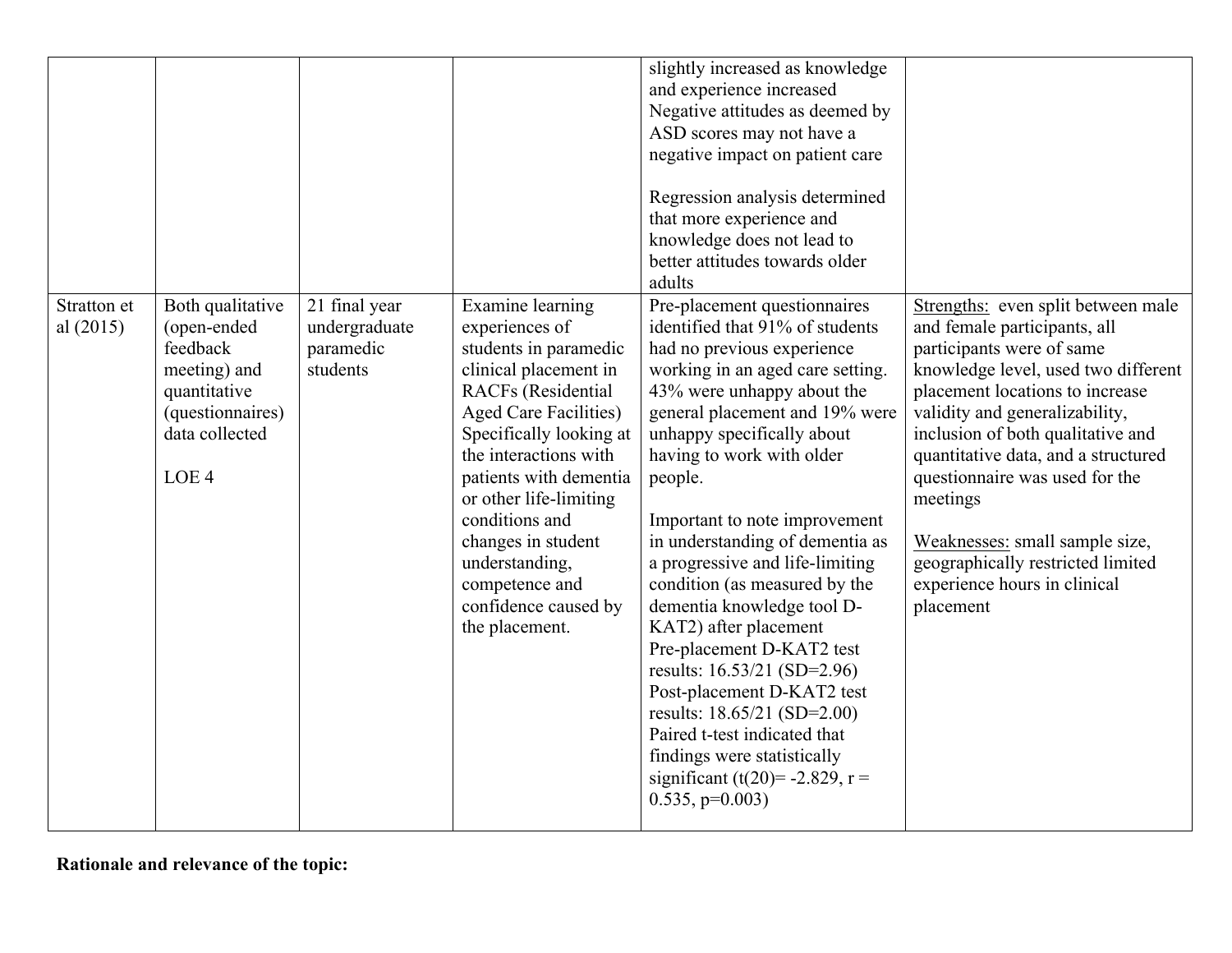| | | | | | |
|---|---|---|---|---|---|
| | | | | slightly increased as knowledge and experience increased<br>Negative attitudes as deemed by ASD scores may not have a negative impact on patient care<br><br>Regression analysis determined that more experience and knowledge does not lead to better attitudes towards older adults | |
| Stratton et al (2015) | Both qualitative (open-ended feedback meeting) and quantitative (questionnaires) data collected<br><br>LOE 4 | 21 final year undergraduate paramedic students | Examine learning experiences of students in paramedic clinical placement in RACFs (Residential Aged Care Facilities) Specifically looking at the interactions with patients with dementia or other life-limiting conditions and changes in student understanding, competence and confidence caused by the placement. | Pre-placement questionnaires identified that 91% of students had no previous experience working in an aged care setting. 43% were unhappy about the general placement and 19% were unhappy specifically about having to work with older people.<br><br>Important to note improvement in understanding of dementia as a progressive and life-limiting condition (as measured by the dementia knowledge tool D-KAT2) after placement<br>Pre-placement D-KAT2 test results: 16.53/21 (SD=2.96)<br>Post-placement D-KAT2 test results: 18.65/21 (SD=2.00)<br>Paired t-test indicated that findings were statistically significant ($t(20) = -2.829$, $r = 0.535$, $p=0.003$) | <u>Strengths:</u> even split between male and female participants, all participants were of same knowledge level, used two different placement locations to increase validity and generalizability, inclusion of both qualitative and quantitative data, and a structured questionnaire was used for the meetings<br><br><u>Weaknesses:</u> small sample size, geographically restricted limited experience hours in clinical placement |

**Rationale and relevance of the topic:**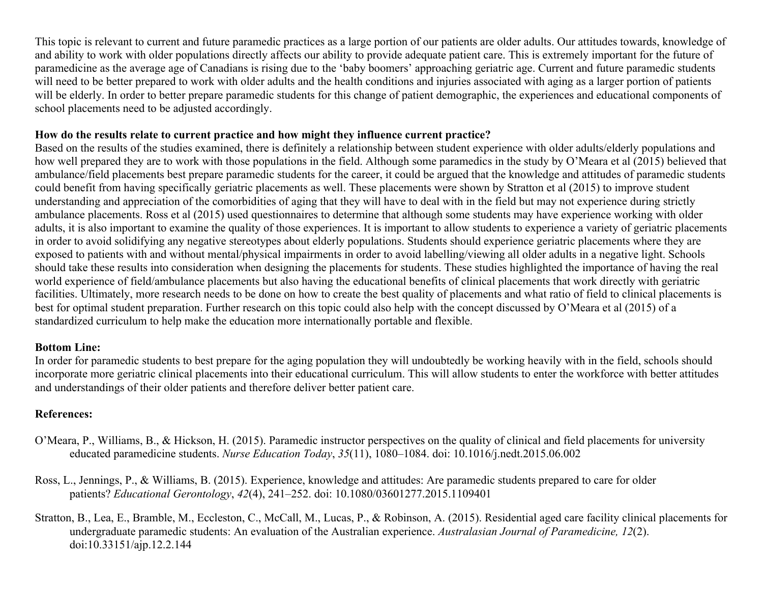This topic is relevant to current and future paramedic practices as a large portion of our patients are older adults. Our attitudes towards, knowledge of and ability to work with older populations directly affects our ability to provide adequate patient care. This is extremely important for the future of paramedicine as the average age of Canadians is rising due to the 'baby boomers' approaching geriatric age. Current and future paramedic students will need to be better prepared to work with older adults and the health conditions and injuries associated with aging as a larger portion of patients will be elderly. In order to better prepare paramedic students for this change of patient demographic, the experiences and educational components of school placements need to be adjusted accordingly.

**How do the results relate to current practice and how might they influence current practice?**

Based on the results of the studies examined, there is definitely a relationship between student experience with older adults/elderly populations and how well prepared they are to work with those populations in the field. Although some paramedics in the study by O'Meara et al (2015) believed that ambulance/field placements best prepare paramedic students for the career, it could be argued that the knowledge and attitudes of paramedic students could benefit from having specifically geriatric placements as well. These placements were shown by Stratton et al (2015) to improve student understanding and appreciation of the comorbidities of aging that they will have to deal with in the field but may not experience during strictly ambulance placements. Ross et al (2015) used questionnaires to determine that although some students may have experience working with older adults, it is also important to examine the quality of those experiences. It is important to allow students to experience a variety of geriatric placements in order to avoid solidifying any negative stereotypes about elderly populations. Students should experience geriatric placements where they are exposed to patients with and without mental/physical impairments in order to avoid labelling/viewing all older adults in a negative light. Schools should take these results into consideration when designing the placements for students. These studies highlighted the importance of having the real world experience of field/ambulance placements but also having the educational benefits of clinical placements that work directly with geriatric facilities. Ultimately, more research needs to be done on how to create the best quality of placements and what ratio of field to clinical placements is best for optimal student preparation. Further research on this topic could also help with the concept discussed by O'Meara et al (2015) of a standardized curriculum to help make the education more internationally portable and flexible.

**Bottom Line:**

In order for paramedic students to best prepare for the aging population they will undoubtedly be working heavily with in the field, schools should incorporate more geriatric clinical placements into their educational curriculum. This will allow students to enter the workforce with better attitudes and understandings of their older patients and therefore deliver better patient care.

**References:**

O'Meara, P., Williams, B., & Hickson, H. (2015). Paramedic instructor perspectives on the quality of clinical and field placements for university educated paramedicine students. *Nurse Education Today*, *35*(11), 1080–1084. doi: 10.1016/j.nedt.2015.06.002

Ross, L., Jennings, P., & Williams, B. (2015). Experience, knowledge and attitudes: Are paramedic students prepared to care for older patients? *Educational Gerontology*, *42*(4), 241–252. doi: 10.1080/03601277.2015.1109401

Stratton, B., Lea, E., Bramble, M., Eccleston, C., McCall, M., Lucas, P., & Robinson, A. (2015). Residential aged care facility clinical placements for undergraduate paramedic students: An evaluation of the Australian experience. *Australasian Journal of Paramedicine, 12*(2). doi:10.33151/ajp.12.2.144